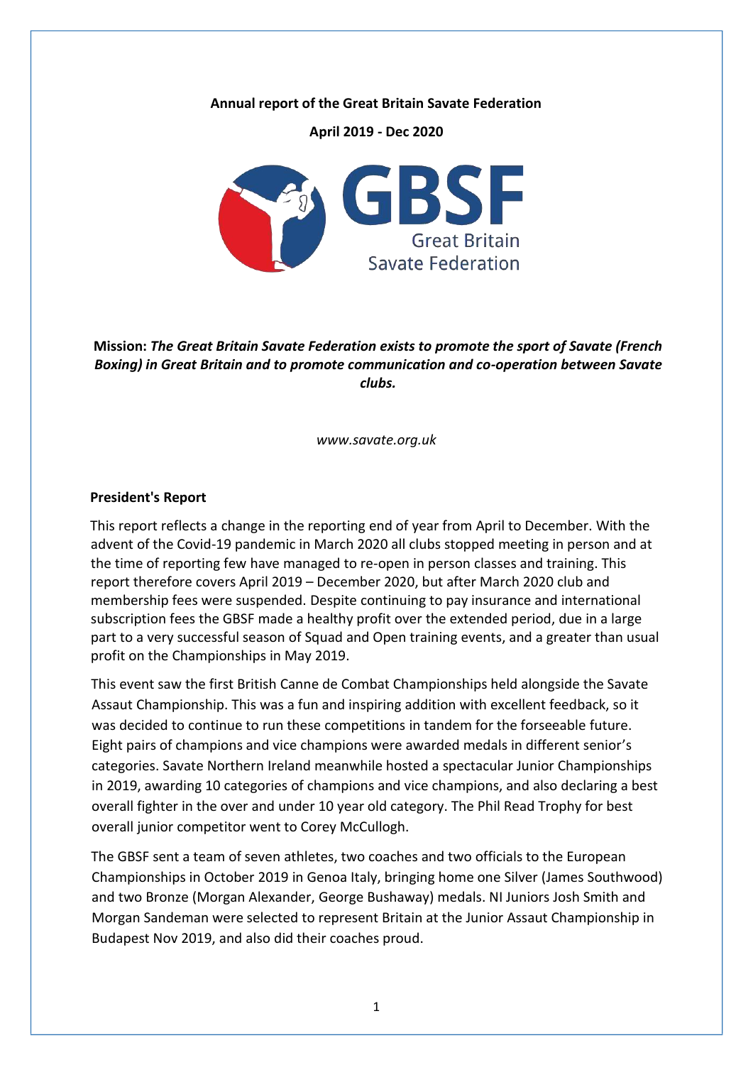**Annual report of the Great Britain Savate Federation**

**April 2019 - Dec 2020**

**Mission:** ***The Great Britain Savate Federation exists to promote the sport of Savate (French Boxing) in Great Britain and to promote communication and co-operation between Savate clubs.***

*www.savate.org.uk*

## President's Report

This report reflects a change in the reporting end of year from April to December. With the advent of the Covid-19 pandemic in March 2020 all clubs stopped meeting in person and at the time of reporting few have managed to re-open in person classes and training. This report therefore covers April 2019 – December 2020, but after March 2020 club and membership fees were suspended. Despite continuing to pay insurance and international subscription fees the GBSF made a healthy profit over the extended period, due in a large part to a very successful season of Squad and Open training events, and a greater than usual profit on the Championships in May 2019.

This event saw the first British Canne de Combat Championships held alongside the Savate Assault Championship. This was a fun and inspiring addition with excellent feedback, so it was decided to continue to run these competitions in tandem for the forseeable future. Eight pairs of champions and vice champions were awarded medals in different senior's categories. Savate Northern Ireland meanwhile hosted a spectacular Junior Championships in 2019, awarding 10 categories of champions and vice champions, and also declaring a best overall fighter in the over and under 10 year old category. The Phil Read Trophy for best overall junior competitor went to Corey McCullogh.

The GBSF sent a team of seven athletes, two coaches and two officials to the European Championships in October 2019 in Genoa Italy, bringing home one Silver (James Southwood) and two Bronze (Morgan Alexander, George Bushaway) medals. NI Juniors Josh Smith and Morgan Sandeman were selected to represent Britain at the Junior Assault Championship in Budapest Nov 2019, and also did their coaches proud.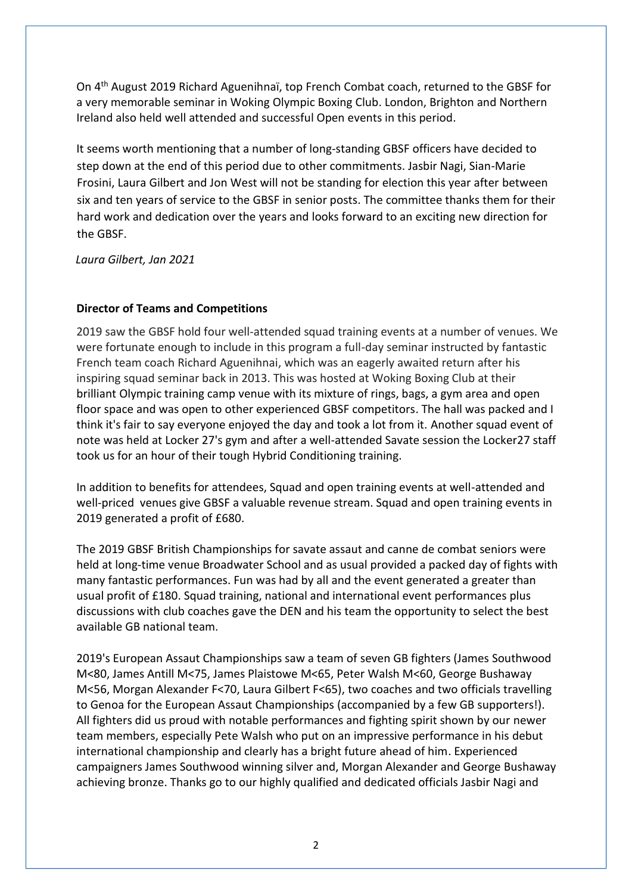On 4th August 2019 Richard Aguenihnaï, top French Combat coach, returned to the GBSF for a very memorable seminar in Woking Olympic Boxing Club. London, Brighton and Northern Ireland also held well attended and successful Open events in this period.

It seems worth mentioning that a number of long-standing GBSF officers have decided to step down at the end of this period due to other commitments. Jasbir Nagi, Sian-Marie Frosini, Laura Gilbert and Jon West will not be standing for election this year after between six and ten years of service to the GBSF in senior posts. The committee thanks them for their hard work and dedication over the years and looks forward to an exciting new direction for the GBSF.

*Laura Gilbert, Jan 2021*

**Director of Teams and Competitions**

2019 saw the GBSF hold four well-attended squad training events at a number of venues. We were fortunate enough to include in this program a full-day seminar instructed by fantastic French team coach Richard Aguenihnai, which was an eagerly awaited return after his inspiring squad seminar back in 2013. This was hosted at Woking Boxing Club at their brilliant Olympic training camp venue with its mixture of rings, bags, a gym area and open floor space and was open to other experienced GBSF competitors. The hall was packed and I think it's fair to say everyone enjoyed the day and took a lot from it. Another squad event of note was held at Locker 27's gym and after a well-attended Savate session the Locker27 staff took us for an hour of their tough Hybrid Conditioning training.

In addition to benefits for attendees, Squad and open training events at well-attended and well-priced venues give GBSF a valuable revenue stream. Squad and open training events in 2019 generated a profit of £680.

The 2019 GBSF British Championships for savate assaut and canne de combat seniors were held at long-time venue Broadwater School and as usual provided a packed day of fights with many fantastic performances. Fun was had by all and the event generated a greater than usual profit of £180. Squad training, national and international event performances plus discussions with club coaches gave the DEN and his team the opportunity to select the best available GB national team.

2019's European Assaut Championships saw a team of seven GB fighters (James Southwood M<80, James Antill M<75, James Plaistowe M<65, Peter Walsh M<60, George Bushaway M<56, Morgan Alexander F<70, Laura Gilbert F<65), two coaches and two officials travelling to Genoa for the European Assaut Championships (accompanied by a few GB supporters!). All fighters did us proud with notable performances and fighting spirit shown by our newer team members, especially Pete Walsh who put on an impressive performance in his debut international championship and clearly has a bright future ahead of him. Experienced campaigners James Southwood winning silver and, Morgan Alexander and George Bushaway achieving bronze. Thanks go to our highly qualified and dedicated officials Jasbir Nagi and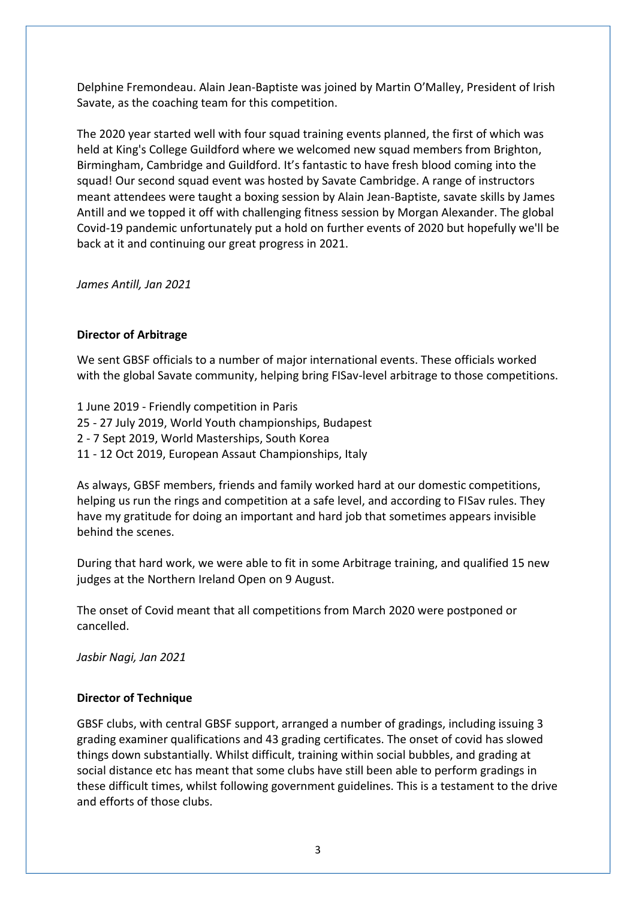Delphine Fremondeau. Alain Jean-Baptiste was joined by Martin O'Malley, President of Irish Savate, as the coaching team for this competition.

The 2020 year started well with four squad training events planned, the first of which was held at King's College Guildford where we welcomed new squad members from Brighton, Birmingham, Cambridge and Guildford. It's fantastic to have fresh blood coming into the squad! Our second squad event was hosted by Savate Cambridge. A range of instructors meant attendees were taught a boxing session by Alain Jean-Baptiste, savate skills by James Antill and we topped it off with challenging fitness session by Morgan Alexander. The global Covid-19 pandemic unfortunately put a hold on further events of 2020 but hopefully we'll be back at it and continuing our great progress in 2021.

*James Antill, Jan 2021*

**Director of Arbitrage**

We sent GBSF officials to a number of major international events. These officials worked with the global Savate community, helping bring FISav-level arbitrage to those competitions.

1 June 2019 - Friendly competition in Paris
25 - 27 July 2019, World Youth championships, Budapest
2 - 7 Sept 2019, World Masterships, South Korea
11 - 12 Oct 2019, European Assaut Championships, Italy

As always, GBSF members, friends and family worked hard at our domestic competitions, helping us run the rings and competition at a safe level, and according to FISav rules. They have my gratitude for doing an important and hard job that sometimes appears invisible behind the scenes.

During that hard work, we were able to fit in some Arbitrage training, and qualified 15 new judges at the Northern Ireland Open on 9 August.

The onset of Covid meant that all competitions from March 2020 were postponed or cancelled.

*Jasbir Nagi, Jan 2021*

**Director of Technique**

GBSF clubs, with central GBSF support, arranged a number of gradings, including issuing 3 grading examiner qualifications and 43 grading certificates. The onset of covid has slowed things down substantially. Whilst difficult, training within social bubbles, and grading at social distance etc has meant that some clubs have still been able to perform gradings in these difficult times, whilst following government guidelines. This is a testament to the drive and efforts of those clubs.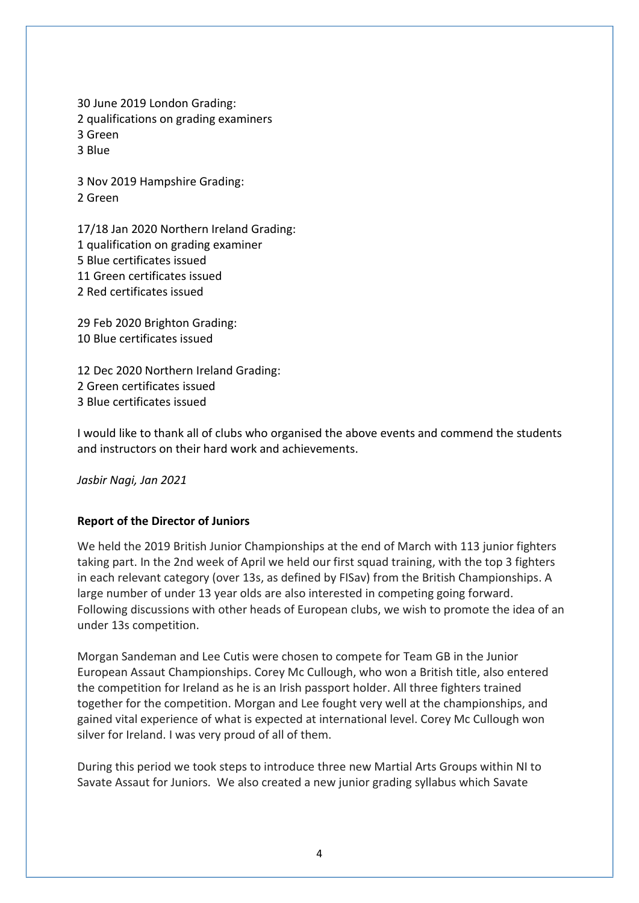30 June 2019 London Grading:
2 qualifications on grading examiners
3 Green
3 Blue

3 Nov 2019 Hampshire Grading:
2 Green

17/18 Jan 2020 Northern Ireland Grading:
1 qualification on grading examiner
5 Blue certificates issued
11 Green certificates issued
2 Red certificates issued

29 Feb 2020 Brighton Grading:
10 Blue certificates issued

12 Dec 2020 Northern Ireland Grading:
2 Green certificates issued
3 Blue certificates issued

I would like to thank all of clubs who organised the above events and commend the students and instructors on their hard work and achievements.

*Jasbir Nagi, Jan 2021*

**Report of the Director of Juniors**

We held the 2019 British Junior Championships at the end of March with 113 junior fighters taking part. In the 2nd week of April we held our first squad training, with the top 3 fighters in each relevant category (over 13s, as defined by FISav) from the British Championships. A large number of under 13 year olds are also interested in competing going forward. Following discussions with other heads of European clubs, we wish to promote the idea of an under 13s competition.

Morgan Sandeman and Lee Cutis were chosen to compete for Team GB in the Junior European Assault Championships. Corey Mc Cullough, who won a British title, also entered the competition for Ireland as he is an Irish passport holder. All three fighters trained together for the competition. Morgan and Lee fought very well at the championships, and gained vital experience of what is expected at international level. Corey Mc Cullough won silver for Ireland. I was very proud of all of them.

During this period we took steps to introduce three new Martial Arts Groups within NI to Savate Assaut for Juniors. We also created a new junior grading syllabus which Savate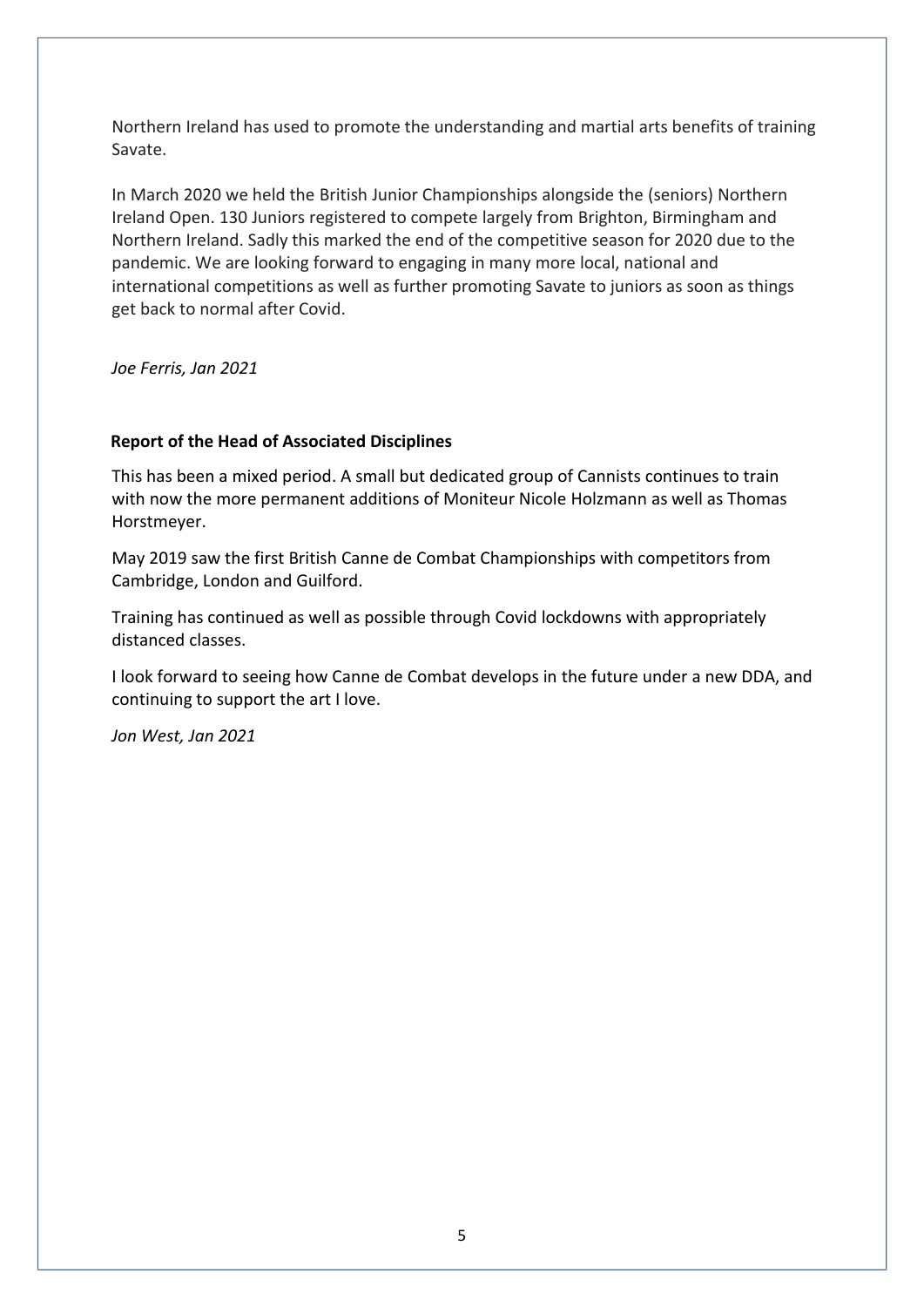Northern Ireland has used to promote the understanding and martial arts benefits of training Savate.

In March 2020 we held the British Junior Championships alongside the (seniors) Northern Ireland Open. 130 Juniors registered to compete largely from Brighton, Birmingham and Northern Ireland. Sadly this marked the end of the competitive season for 2020 due to the pandemic. We are looking forward to engaging in many more local, national and international competitions as well as further promoting Savate to juniors as soon as things get back to normal after Covid.

*Joe Ferris, Jan 2021*

**Report of the Head of Associated Disciplines**

This has been a mixed period. A small but dedicated group of Cannists continues to train with now the more permanent additions of Moniteur Nicole Holzmann as well as Thomas Horstmeyer.

May 2019 saw the first British Canne de Combat Championships with competitors from Cambridge, London and Guilford.

Training has continued as well as possible through Covid lockdowns with appropriately distanced classes.

I look forward to seeing how Canne de Combat develops in the future under a new DDA, and continuing to support the art I love.

*Jon West, Jan 2021*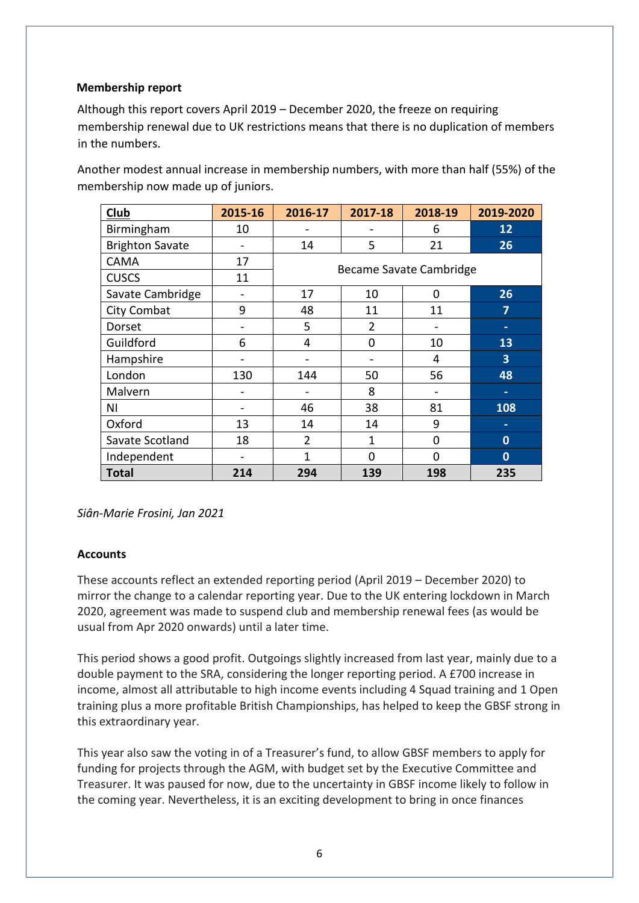### Membership report

Although this report covers April 2019 – December 2020, the freeze on requiring membership renewal due to UK restrictions means that there is no duplication of members in the numbers.

Another modest annual increase in membership numbers, with more than half (55%) of the membership now made up of juniors.

| Club | 2015-16 | 2016-17 | 2017-18 | 2018-19 | 2019-2020 |
|---|---|---|---|---|---|
| Birmingham | 10 | - | - | 6 | 12 |
| Brighton Savate | - | 14 | 5 | 21 | 26 |
| CAMA | 17 | Became Savate Cambridge | | | |
| CUSCS | 11 | | | | |
| Savate Cambridge | - | 17 | 10 | 0 | 26 |
| City Combat | 9 | 48 | 11 | 11 | 7 |
| Dorset | - | 5 | 2 | - | - |
| Guildford | 6 | 4 | 0 | 10 | 13 |
| Hampshire | - | - | - | 4 | 3 |
| London | 130 | 144 | 50 | 56 | 48 |
| Malvern | - | - | 8 | - | - |
| NI | - | 46 | 38 | 81 | 108 |
| Oxford | 13 | 14 | 14 | 9 | - |
| Savate Scotland | 18 | 2 | 1 | 0 | 0 |
| Independent | - | 1 | 0 | 0 | 0 |
| **Total** | **214** | **294** | **139** | **198** | **235** |

*Siân-Marie Frosini, Jan 2021*

### Accounts

These accounts reflect an extended reporting period (April 2019 – December 2020) to mirror the change to a calendar reporting year. Due to the UK entering lockdown in March 2020, agreement was made to suspend club and membership renewal fees (as would be usual from Apr 2020 onwards) until a later time.

This period shows a good profit. Outgoings slightly increased from last year, mainly due to a double payment to the SRA, considering the longer reporting period. A £700 increase in income, almost all attributable to high income events including 4 Squad training and 1 Open training plus a more profitable British Championships, has helped to keep the GBSF strong in this extraordinary year.

This year also saw the voting in of a Treasurer's fund, to allow GBSF members to apply for funding for projects through the AGM, with budget set by the Executive Committee and Treasurer. It was paused for now, due to the uncertainty in GBSF income likely to follow in the coming year. Nevertheless, it is an exciting development to bring in once finances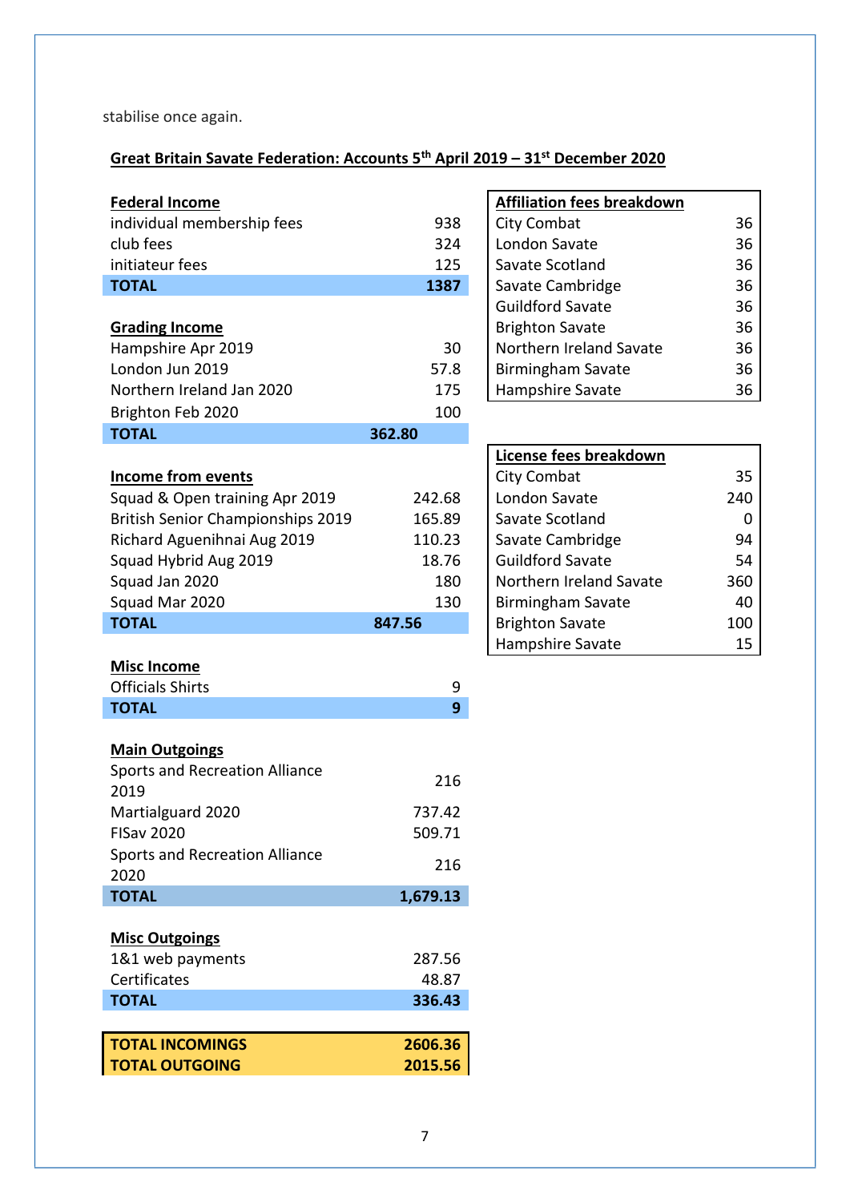stabilise once again.

**Great Britain Savate Federation: Accounts 5th April 2019 – 31st December 2020**

| **Federal Income** | |
|---|---|
| individual membership fees | 938 |
| club fees | 324 |
| initiateur fees | 125 |
| **TOTAL** | **1387** |

| **Grading Income** | |
|---|---|
| Hampshire Apr 2019 | 30 |
| London Jun 2019 | 57.8 |
| Northern Ireland Jan 2020 | 175 |
| Brighton Feb 2020 | 100 |
| **TOTAL** | **362.80** |

| **Income from events** | |
|---|---|
| Squad & Open training Apr 2019 | 242.68 |
| British Senior Championships 2019 | 165.89 |
| Richard Aguenihnai Aug 2019 | 110.23 |
| Squad Hybrid Aug 2019 | 18.76 |
| Squad Jan 2020 | 180 |
| Squad Mar 2020 | 130 |
| **TOTAL** | **847.56** |

| **Misc Income** | |
|---|---|
| Officials Shirts | 9 |
| **TOTAL** | **9** |

| **Main Outgoings** | |
|---|---|
| Sports and Recreation Alliance 2019 | 216 |
| Martialguard 2020 | 737.42 |
| FISav 2020 | 509.71 |
| Sports and Recreation Alliance 2020 | 216 |
| **TOTAL** | **1,679.13** |

| **Misc Outgoings** | |
|---|---|
| 1&1 web payments | 287.56 |
| Certificates | 48.87 |
| **TOTAL** | **336.43** |

| | |
|---|---|
| **TOTAL INCOMINGS** | **2606.36** |
| **TOTAL OUTGOING** | **2015.56** |

| **Affiliation fees breakdown** | |
|---|---|
| City Combat | 36 |
| London Savate | 36 |
| Savate Scotland | 36 |
| Savate Cambridge | 36 |
| Guildford Savate | 36 |
| Brighton Savate | 36 |
| Northern Ireland Savate | 36 |
| Birmingham Savate | 36 |
| Hampshire Savate | 36 |

| **License fees breakdown** | |
|---|---|
| City Combat | 35 |
| London Savate | 240 |
| Savate Scotland | 0 |
| Savate Cambridge | 94 |
| Guildford Savate | 54 |
| Northern Ireland Savate | 360 |
| Birmingham Savate | 40 |
| Brighton Savate | 100 |
| Hampshire Savate | 15 |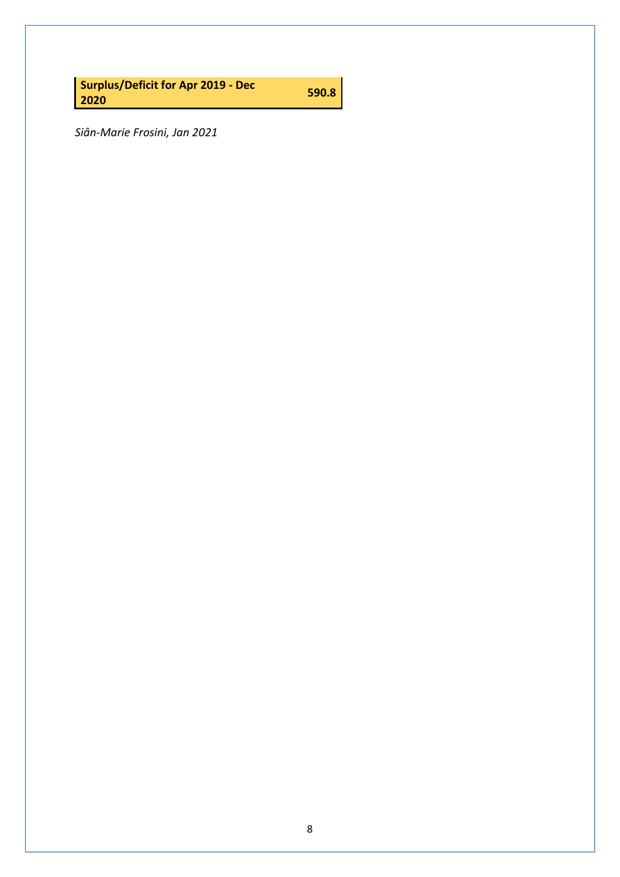| | |
|---|---|
| **Surplus/Deficit for Apr 2019 - Dec 2020** | **590.8** |

*Siân-Marie Frosini, Jan 2021*